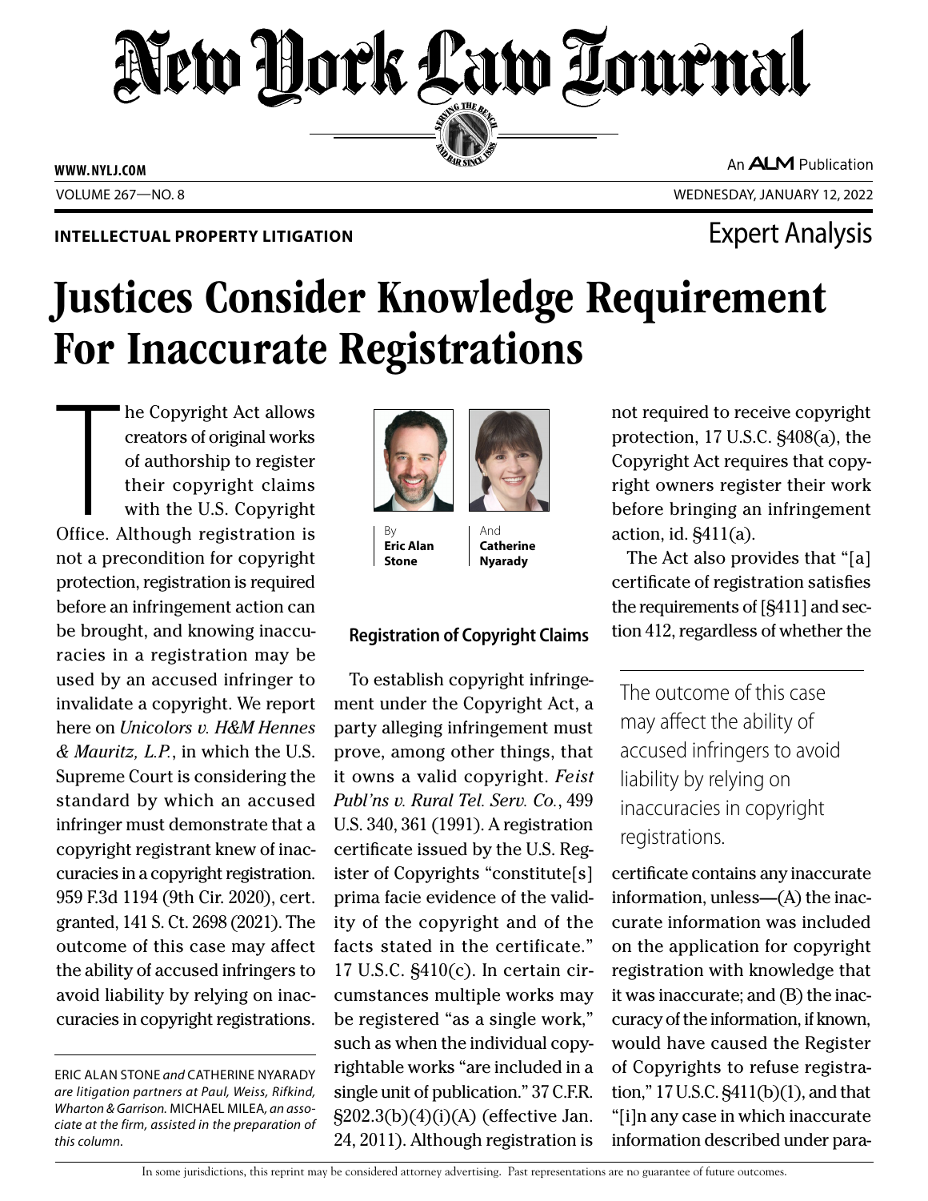INTELLECTUAL PROPERTY LITIGATION

Expert Analysis

# Justices Consider Knowledge Requirement For Inaccurate Registrations

By **Eric Alan Stone** And **Catherine Nyarady**

The Copyright Act allows creators of original works of authorship to register their copyright claims with the U.S. Copyright Office. Although registration is not a precondition for copyright protection, registration is required before an infringement action can be brought, and knowing inaccuracies in a registration may be used by an accused infringer to invalidate a copyright. We report here on *Unicolors v. H&M Hennes & Mauritz, L.P.*, in which the U.S. Supreme Court is considering the standard by which an accused infringer must demonstrate that a copyright registrant knew of inaccuracies in a copyright registration. 959 F.3d 1194 (9th Cir. 2020), cert. granted, 141 S. Ct. 2698 (2021). The outcome of this case may affect the ability of accused infringers to avoid liability by relying on inaccuracies in copyright registrations.

## Registration of Copyright Claims

To establish copyright infringement under the Copyright Act, a party alleging infringement must prove, among other things, that it owns a valid copyright. *Feist Publ'ns v. Rural Tel. Serv. Co.*, 499 U.S. 340, 361 (1991). A registration certificate issued by the U.S. Register of Copyrights "constitute[s] prima facie evidence of the validity of the copyright and of the facts stated in the certificate." 17 U.S.C. §410(c). In certain circumstances multiple works may be registered "as a single work," such as when the individual copyrightable works "are included in a single unit of publication." 37 C.F.R. §202.3(b)(4)(i)(A) (effective Jan. 24, 2011). Although registration is not required to receive copyright protection, 17 U.S.C. §408(a), the Copyright Act requires that copyright owners register their work before bringing an infringement action, id. §411(a).

The Act also provides that "[a] certificate of registration satisfies the requirements of [§411] and section 412, regardless of whether the certificate contains any inaccurate information, unless—(A) the inaccurate information was included on the application for copyright registration with knowledge that it was inaccurate; and (B) the inaccuracy of the information, if known, would have caused the Register of Copyrights to refuse registration," 17 U.S.C. §411(b)(1), and that "[i]n any case in which inaccurate information described under para-

> The outcome of this case may affect the ability of accused infringers to avoid liability by relying on inaccuracies in copyright registrations.

ERIC ALAN STONE *and* CATHERINE NYARADY *are litigation partners at Paul, Weiss, Rifkind, Wharton & Garrison.* MICHAEL MILEA, *an associate at the firm, assisted in the preparation of this column.*

In some jurisdictions, this reprint may be considered attorney advertising. Past representations are no guarantee of future outcomes.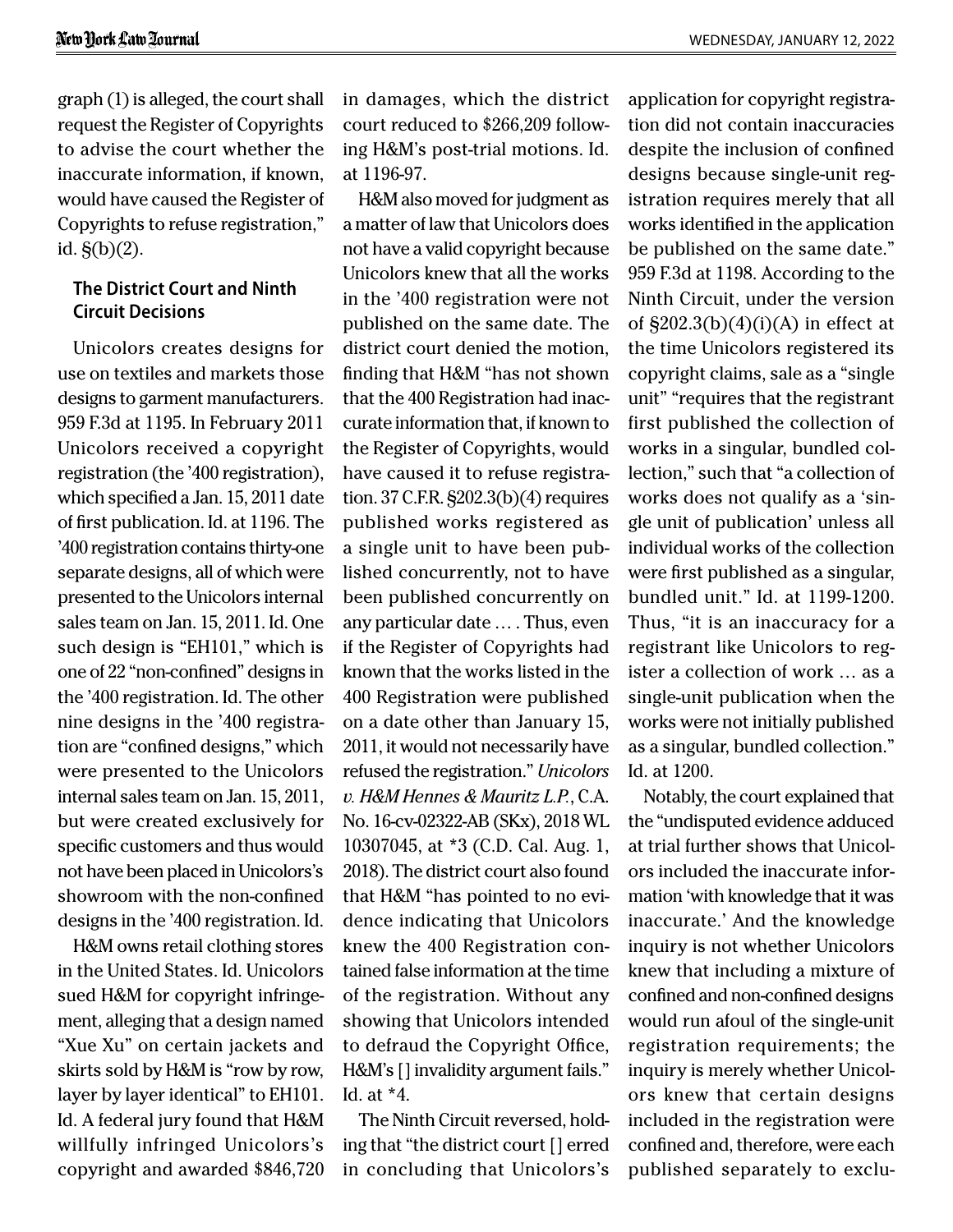graph (1) is alleged, the court shall request the Register of Copyrights to advise the court whether the inaccurate information, if known, would have caused the Register of Copyrights to refuse registration," id. §(b)(2).

### The District Court and Ninth Circuit Decisions

Unicolors creates designs for use on textiles and markets those designs to garment manufacturers. 959 F.3d at 1195. In February 2011 Unicolors received a copyright registration (the '400 registration), which specified a Jan. 15, 2011 date of first publication. Id. at 1196. The '400 registration contains thirty-one separate designs, all of which were presented to the Unicolors internal sales team on Jan. 15, 2011. Id. One such design is "EH101," which is one of 22 "non-confined" designs in the '400 registration. Id. The other nine designs in the '400 registration are "confined designs," which were presented to the Unicolors internal sales team on Jan. 15, 2011, but were created exclusively for specific customers and thus would not have been placed in Unicolors's showroom with the non-confined designs in the '400 registration. Id.

H&M owns retail clothing stores in the United States. Id. Unicolors sued H&M for copyright infringement, alleging that a design named "Xue Xu" on certain jackets and skirts sold by H&M is "row by row, layer by layer identical" to EH101. Id. A federal jury found that H&M willfully infringed Unicolors's copyright and awarded $846,720 in damages, which the district court reduced to $266,209 following H&M's post-trial motions. Id. at 1196-97.

H&M also moved for judgment as a matter of law that Unicolors does not have a valid copyright because Unicolors knew that all the works in the '400 registration were not published on the same date. The district court denied the motion, finding that H&M "has not shown that the 400 Registration had inaccurate information that, if known to the Register of Copyrights, would have caused it to refuse registration. 37 C.F.R. §202.3(b)(4) requires published works registered as a single unit to have been published concurrently, not to have been published concurrently on any particular date … . Thus, even if the Register of Copyrights had known that the works listed in the 400 Registration were published on a date other than January 15, 2011, it would not necessarily have refused the registration." *Unicolors v. H&M Hennes & Mauritz L.P.*, C.A. No. 16-cv-02322-AB (SKx), 2018 WL 10307045, at *3 (C.D. Cal. Aug. 1, 2018). The district court also found that H&M "has pointed to no evidence indicating that Unicolors knew the 400 Registration contained false information at the time of the registration. Without any showing that Unicolors intended to defraud the Copyright Office, H&M's [] invalidity argument fails." Id. at *4.

The Ninth Circuit reversed, holding that "the district court [] erred in concluding that Unicolors's application for copyright registration did not contain inaccuracies despite the inclusion of confined designs because single-unit registration requires merely that all works identified in the application be published on the same date." 959 F.3d at 1198. According to the Ninth Circuit, under the version of §202.3(b)(4)(i)(A) in effect at the time Unicolors registered its copyright claims, sale as a "single unit" "requires that the registrant first published the collection of works in a singular, bundled collection," such that "a collection of works does not qualify as a 'single unit of publication' unless all individual works of the collection were first published as a singular, bundled unit." Id. at 1199-1200. Thus, "it is an inaccuracy for a registrant like Unicolors to register a collection of work … as a single-unit publication when the works were not initially published as a singular, bundled collection." Id. at 1200.

Notably, the court explained that the "undisputed evidence adduced at trial further shows that Unicolors included the inaccurate information 'with knowledge that it was inaccurate.' And the knowledge inquiry is not whether Unicolors knew that including a mixture of confined and non-confined designs would run afoul of the single-unit registration requirements; the inquiry is merely whether Unicolors knew that certain designs included in the registration were confined and, therefore, were each published separately to exclu-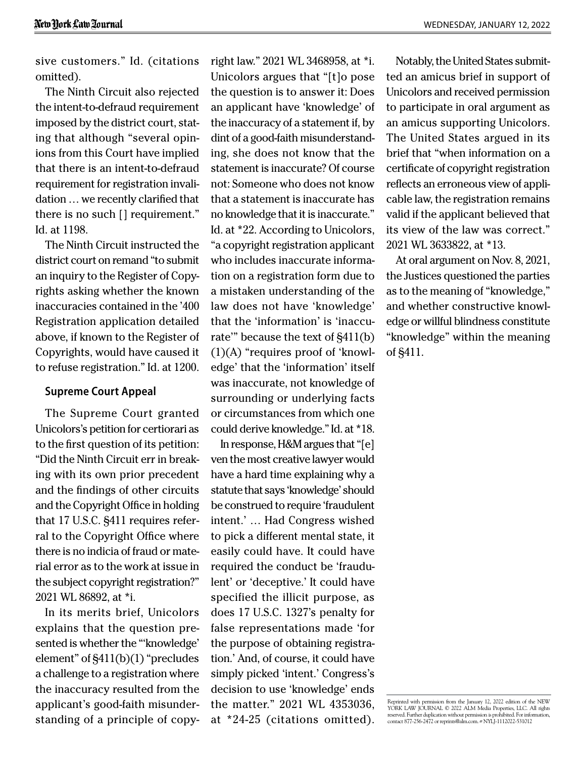sive customers." Id. (citations omitted).

The Ninth Circuit also rejected the intent-to-defraud requirement imposed by the district court, stating that although "several opinions from this Court have implied that there is an intent-to-defraud requirement for registration invalidation … we recently clarified that there is no such [] requirement." Id. at 1198.

The Ninth Circuit instructed the district court on remand "to submit an inquiry to the Register of Copyrights asking whether the known inaccuracies contained in the '400 Registration application detailed above, if known to the Register of Copyrights, would have caused it to refuse registration." Id. at 1200.

## Supreme Court Appeal

The Supreme Court granted Unicolors's petition for certiorari as to the first question of its petition: "Did the Ninth Circuit err in breaking with its own prior precedent and the findings of other circuits and the Copyright Office in holding that 17 U.S.C. §411 requires referral to the Copyright Office where there is no indicia of fraud or material error as to the work at issue in the subject copyright registration?" 2021 WL 86892, at *i.

In its merits brief, Unicolors explains that the question presented is whether the "'knowledge' element" of §411(b)(1) "precludes a challenge to a registration where the inaccuracy resulted from the applicant's good-faith misunderstanding of a principle of copyright law." 2021 WL 3468958, at *i. Unicolors argues that "[t]o pose the question is to answer it: Does an applicant have 'knowledge' of the inaccuracy of a statement if, by dint of a good-faith misunderstanding, she does not know that the statement is inaccurate? Of course not: Someone who does not know that a statement is inaccurate has no knowledge that it is inaccurate." Id. at *22. According to Unicolors, "a copyright registration applicant who includes inaccurate information on a registration form due to a mistaken understanding of the law does not have 'knowledge' that the 'information' is 'inaccurate'" because the text of §411(b)(1)(A) "requires proof of 'knowledge' that the 'information' itself was inaccurate, not knowledge of surrounding or underlying facts or circumstances from which one could derive knowledge." Id. at *18.

In response, H&M argues that "[e]ven the most creative lawyer would have a hard time explaining why a statute that says 'knowledge' should be construed to require 'fraudulent intent.' … Had Congress wished to pick a different mental state, it easily could have. It could have required the conduct be 'fraudulent' or 'deceptive.' It could have specified the illicit purpose, as does 17 U.S.C. 1327's penalty for false representations made 'for the purpose of obtaining registration.' And, of course, it could have simply picked 'intent.' Congress's decision to use 'knowledge' ends the matter." 2021 WL 4353036, at *24-25 (citations omitted).

Notably, the United States submitted an amicus brief in support of Unicolors and received permission to participate in oral argument as an amicus supporting Unicolors. The United States argued in its brief that "when information on a certificate of copyright registration reflects an erroneous view of applicable law, the registration remains valid if the applicant believed that its view of the law was correct." 2021 WL 3633822, at *13.

At oral argument on Nov. 8, 2021, the Justices questioned the parties as to the meaning of "knowledge," and whether constructive knowledge or willful blindness constitute "knowledge" within the meaning of §411.

Reprinted with permission from the January 12, 2022 edition of the NEW YORK LAW JOURNAL © 2022 ALM Media Properties, LLC. All rights reserved. Further duplication without permission is prohibited. For information, contact 877-256-2472 or reprints@alm.com. # NYLJ-1112022-531012